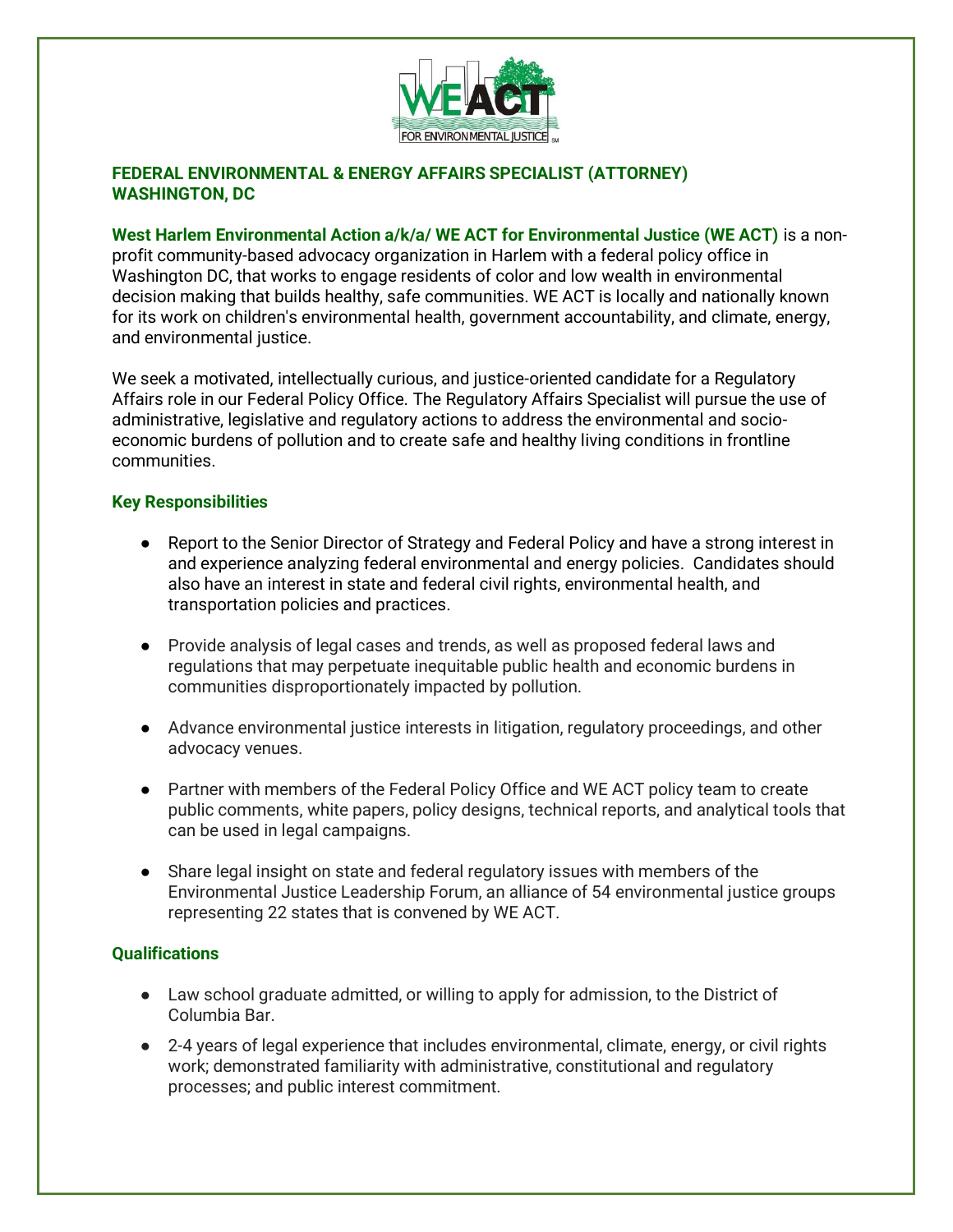# FEDERAL ENVIRONMENTAL & ENERGY AFFAIRS SPECIALIST (ATTORNEY)
# WASHINGTON, DC

**West Harlem Environmental Action a/k/a/ WE ACT for Environmental Justice (WE ACT)** is a non-profit community-based advocacy organization in Harlem with a federal policy office in Washington DC, that works to engage residents of color and low wealth in environmental decision making that builds healthy, safe communities. WE ACT is locally and nationally known for its work on children's environmental health, government accountability, and climate, energy, and environmental justice.

We seek a motivated, intellectually curious, and justice-oriented candidate for a Regulatory Affairs role in our Federal Policy Office. The Regulatory Affairs Specialist will pursue the use of administrative, legislative and regulatory actions to address the environmental and socio-economic burdens of pollution and to create safe and healthy living conditions in frontline communities.

## Key Responsibilities

- Report to the Senior Director of Strategy and Federal Policy and have a strong interest in and experience analyzing federal environmental and energy policies. Candidates should also have an interest in state and federal civil rights, environmental health, and transportation policies and practices.
- Provide analysis of legal cases and trends, as well as proposed federal laws and regulations that may perpetuate inequitable public health and economic burdens in communities disproportionately impacted by pollution.
- Advance environmental justice interests in litigation, regulatory proceedings, and other advocacy venues.
- Partner with members of the Federal Policy Office and WE ACT policy team to create public comments, white papers, policy designs, technical reports, and analytical tools that can be used in legal campaigns.
- Share legal insight on state and federal regulatory issues with members of the Environmental Justice Leadership Forum, an alliance of 54 environmental justice groups representing 22 states that is convened by WE ACT.

## Qualifications

- Law school graduate admitted, or willing to apply for admission, to the District of Columbia Bar.
- 2-4 years of legal experience that includes environmental, climate, energy, or civil rights work; demonstrated familiarity with administrative, constitutional and regulatory processes; and public interest commitment.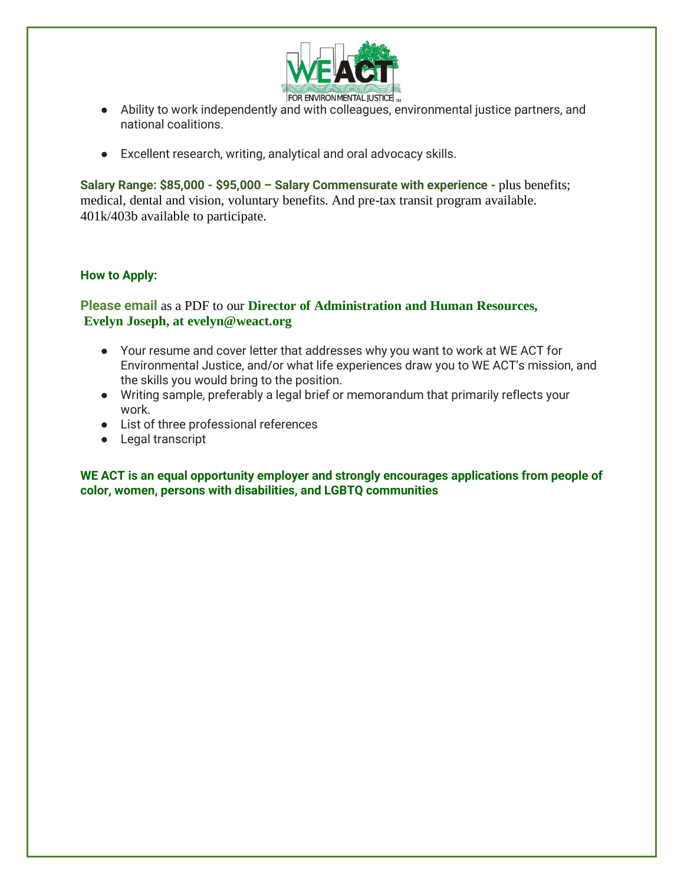- Ability to work independently and with colleagues, environmental justice partners, and national coalitions.

- Excellent research, writing, analytical and oral advocacy skills.

**Salary Range: $85,000 - $95,000 – Salary Commensurate with experience -** plus benefits; medical, dental and vision, voluntary benefits. And pre-tax transit program available. 401k/403b available to participate.

**How to Apply:**

**Please email** as a PDF to our **Director of Administration and Human Resources, Evelyn Joseph, at evelyn@weact.org**

- Your resume and cover letter that addresses why you want to work at WE ACT for Environmental Justice, and/or what life experiences draw you to WE ACT's mission, and the skills you would bring to the position.
- Writing sample, preferably a legal brief or memorandum that primarily reflects your work.
- List of three professional references
- Legal transcript

**WE ACT is an equal opportunity employer and strongly encourages applications from people of color, women, persons with disabilities, and LGBTQ communities**